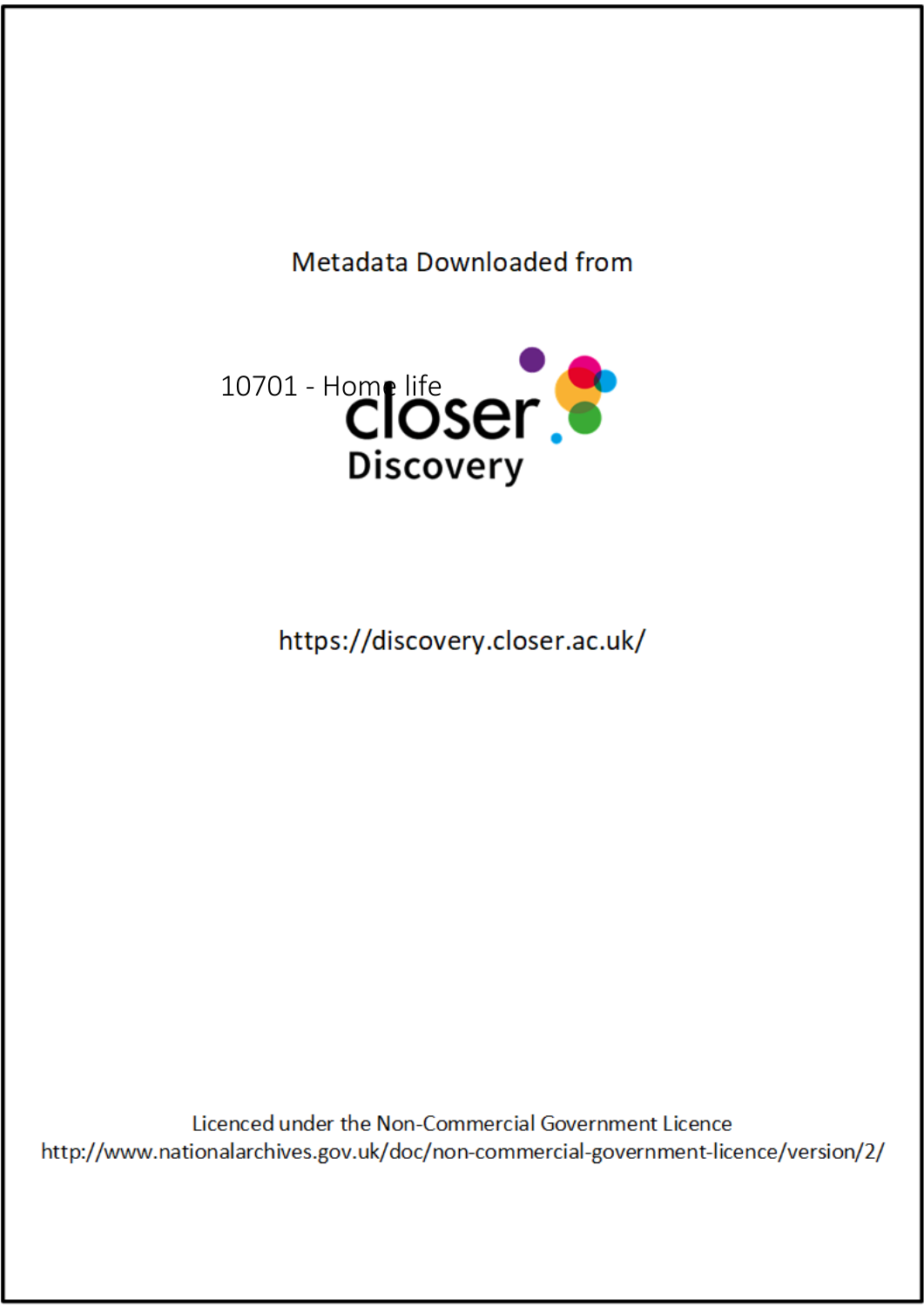Metadata Downloaded from

10701 - Home life

closer Discovery

https://discovery.closer.ac.uk/

Licenced under the Non-Commercial Government Licence
http://www.nationalarchives.gov.uk/doc/non-commercial-government-licence/version/2/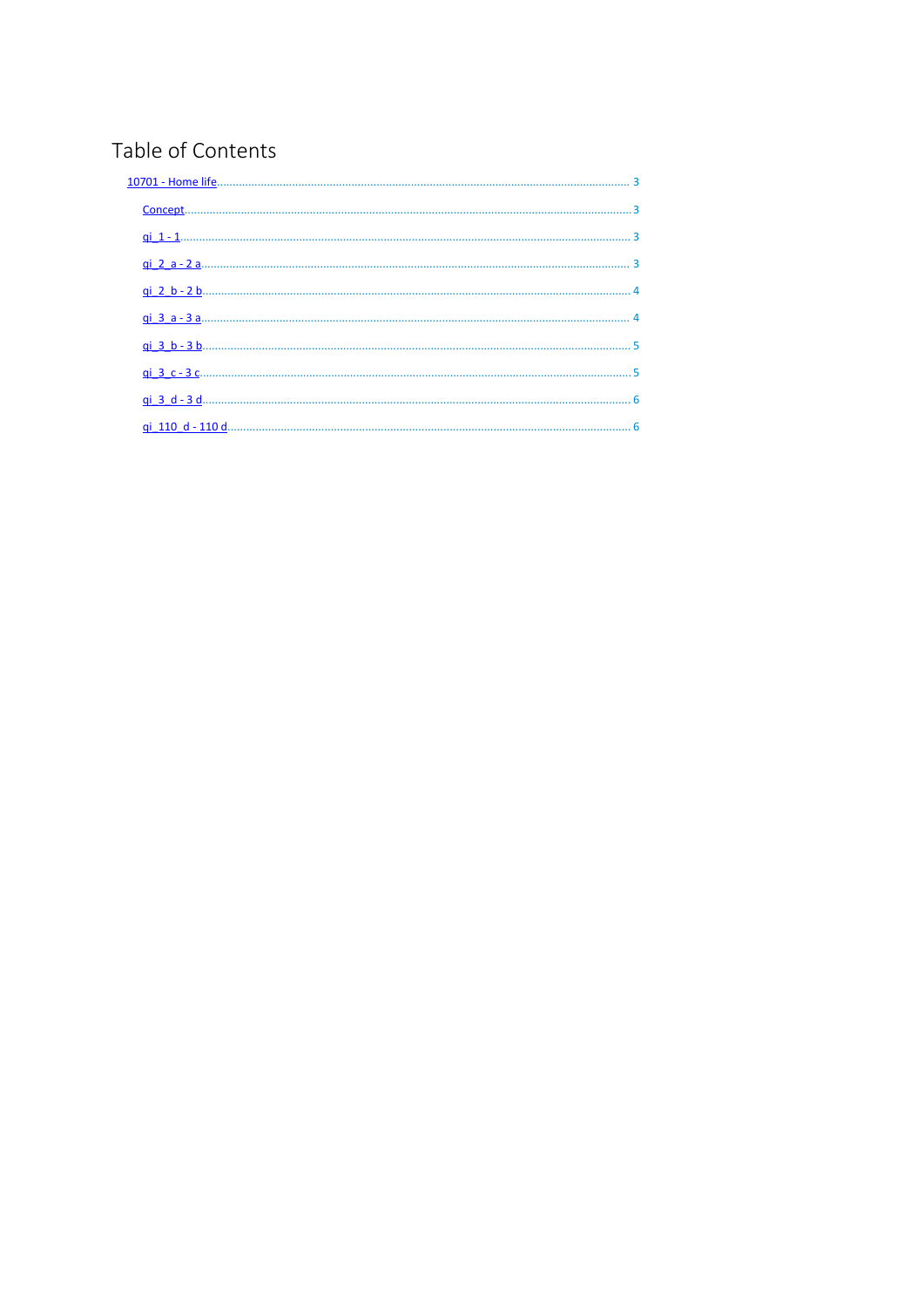# Table of Contents

- 10701 - Home life ........ 3
  - Concept ........ 3
  - qi_1 - 1 ........ 3
  - qi_2_a - 2 a ........ 3
  - qi_2_b - 2 b ........ 4
  - qi_3_a - 3 a ........ 4
  - qi_3_b - 3 b ........ 5
  - qi_3_c - 3 c ........ 5
  - qi_3_d - 3 d ........ 6
  - qi_110_d - 110 d ........ 6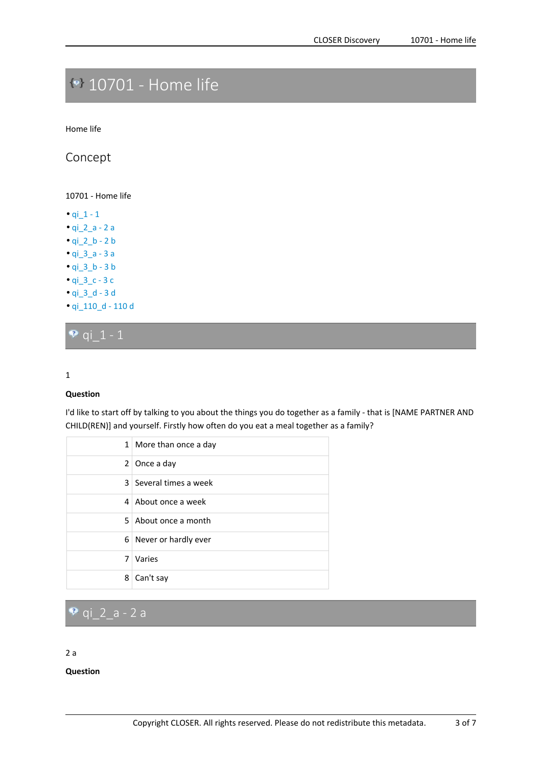# 10701 - Home life

Home life

## Concept

10701 - Home life

- qi_1 - 1
- qi_2_a - 2 a
- qi_2_b - 2 b
- qi_3_a - 3 a
- qi_3_b - 3 b
- qi_3_c - 3 c
- qi_3_d - 3 d
- qi_110_d - 110 d

## qi_1 - 1

1

**Question**

I'd like to start off by talking to you about the things you do together as a family - that is [NAME PARTNER AND CHILD(REN)] and yourself. Firstly how often do you eat a meal together as a family?

| | |
|---|---|
| 1 | More than once a day |
| 2 | Once a day |
| 3 | Several times a week |
| 4 | About once a week |
| 5 | About once a month |
| 6 | Never or hardly ever |
| 7 | Varies |
| 8 | Can't say |

## qi_2_a - 2 a

2 a

**Question**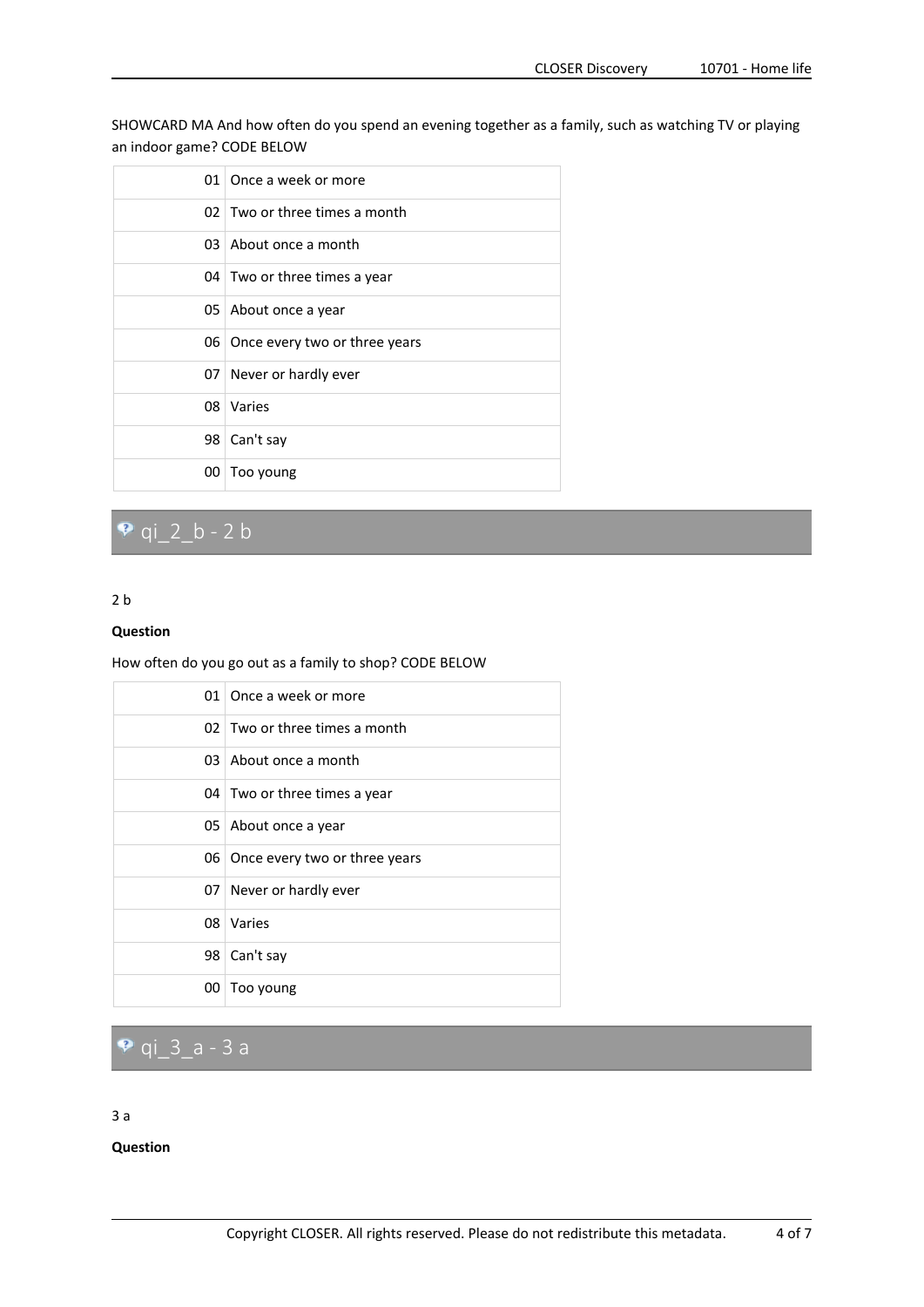SHOWCARD MA And how often do you spend an evening together as a family, such as watching TV or playing an indoor game? CODE BELOW

| | |
|---|---|
| 01 | Once a week or more |
| 02 | Two or three times a month |
| 03 | About once a month |
| 04 | Two or three times a year |
| 05 | About once a year |
| 06 | Once every two or three years |
| 07 | Never or hardly ever |
| 08 | Varies |
| 98 | Can't say |
| 00 | Too young |

## qi_2_b - 2 b

2 b

**Question**

How often do you go out as a family to shop? CODE BELOW

| | |
|---|---|
| 01 | Once a week or more |
| 02 | Two or three times a month |
| 03 | About once a month |
| 04 | Two or three times a year |
| 05 | About once a year |
| 06 | Once every two or three years |
| 07 | Never or hardly ever |
| 08 | Varies |
| 98 | Can't say |
| 00 | Too young |

## qi_3_a - 3 a

3 a

**Question**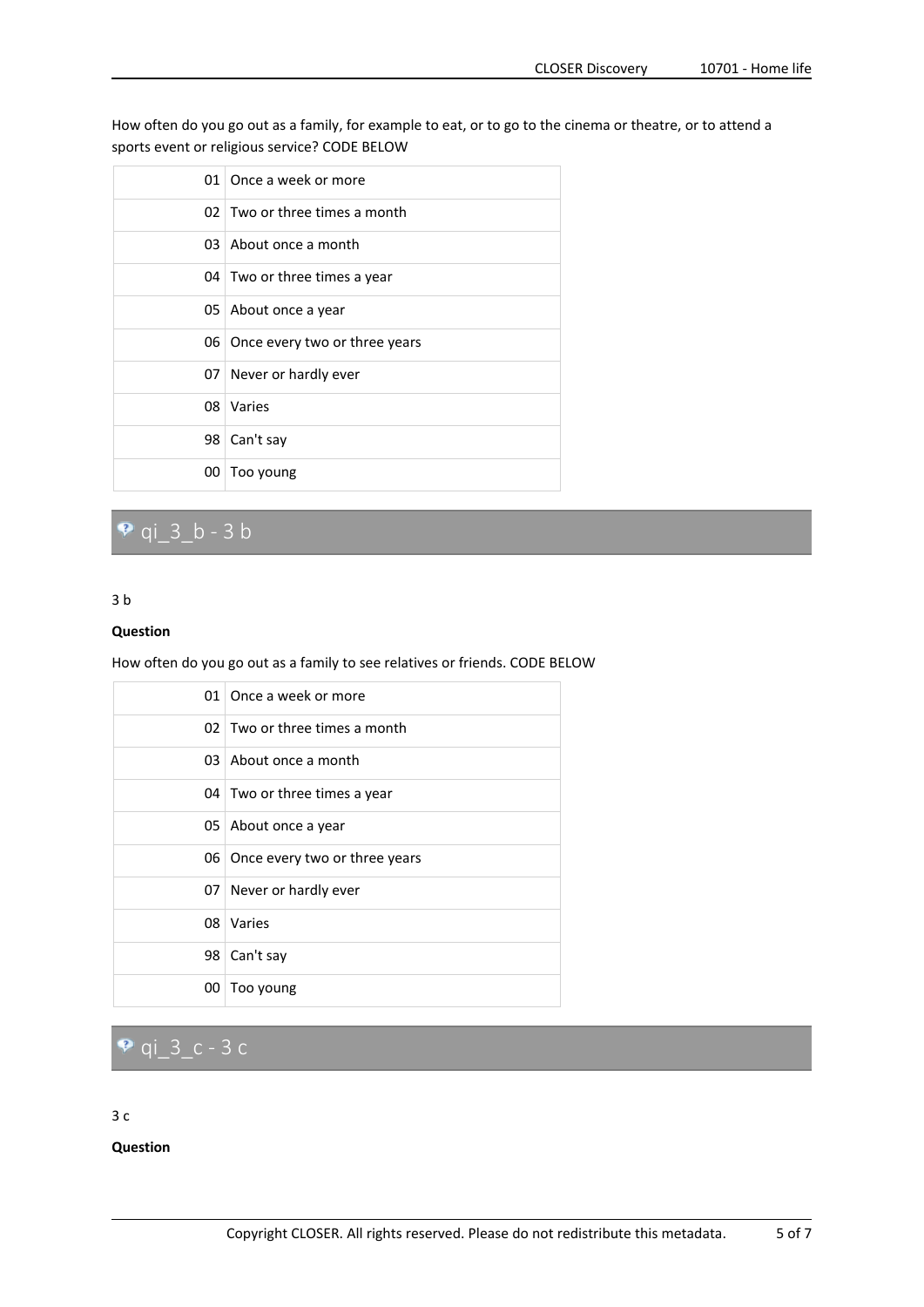How often do you go out as a family, for example to eat, or to go to the cinema or theatre, or to attend a sports event or religious service? CODE BELOW

| | |
|---|---|
| 01 | Once a week or more |
| 02 | Two or three times a month |
| 03 | About once a month |
| 04 | Two or three times a year |
| 05 | About once a year |
| 06 | Once every two or three years |
| 07 | Never or hardly ever |
| 08 | Varies |
| 98 | Can't say |
| 00 | Too young |

## qi_3_b - 3 b

3 b

**Question**

How often do you go out as a family to see relatives or friends. CODE BELOW

| | |
|---|---|
| 01 | Once a week or more |
| 02 | Two or three times a month |
| 03 | About once a month |
| 04 | Two or three times a year |
| 05 | About once a year |
| 06 | Once every two or three years |
| 07 | Never or hardly ever |
| 08 | Varies |
| 98 | Can't say |
| 00 | Too young |

## qi_3_c - 3 c

3 c

**Question**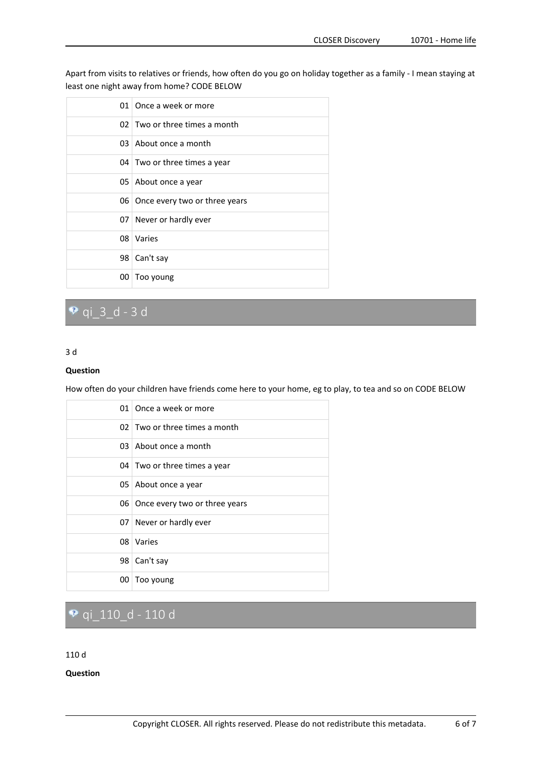Apart from visits to relatives or friends, how often do you go on holiday together as a family - I mean staying at least one night away from home? CODE BELOW

| | |
|---|---|
| 01 | Once a week or more |
| 02 | Two or three times a month |
| 03 | About once a month |
| 04 | Two or three times a year |
| 05 | About once a year |
| 06 | Once every two or three years |
| 07 | Never or hardly ever |
| 08 | Varies |
| 98 | Can't say |
| 00 | Too young |

## qi_3_d - 3 d

3 d

**Question**

How often do your children have friends come here to your home, eg to play, to tea and so on CODE BELOW

| | |
|---|---|
| 01 | Once a week or more |
| 02 | Two or three times a month |
| 03 | About once a month |
| 04 | Two or three times a year |
| 05 | About once a year |
| 06 | Once every two or three years |
| 07 | Never or hardly ever |
| 08 | Varies |
| 98 | Can't say |
| 00 | Too young |

## qi_110_d - 110 d

110 d

**Question**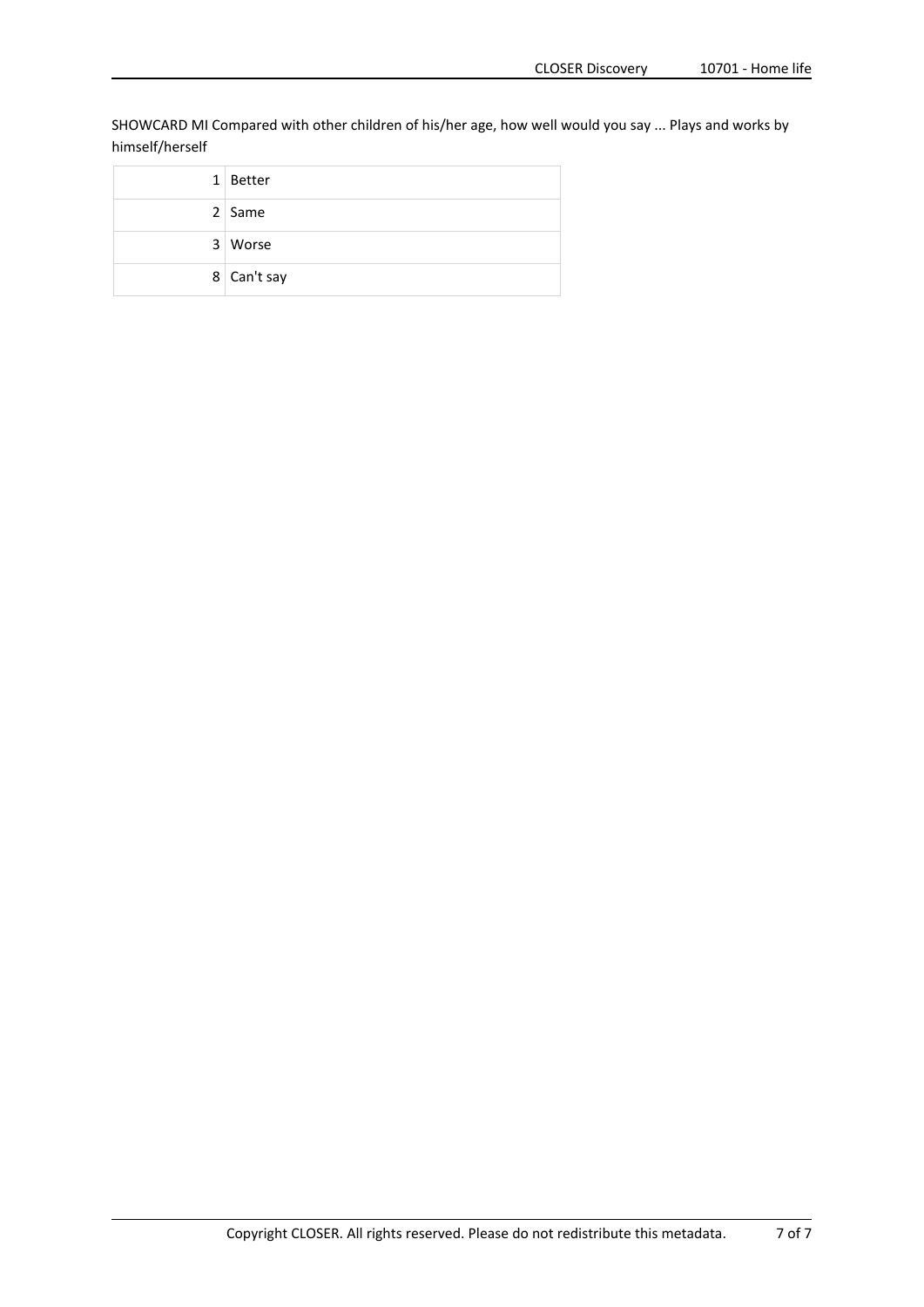SHOWCARD MI Compared with other children of his/her age, how well would you say ... Plays and works by himself/herself

| | |
|---|---|
| 1 | Better |
| 2 | Same |
| 3 | Worse |
| 8 | Can't say |

Copyright CLOSER. All rights reserved. Please do not redistribute this metadata.